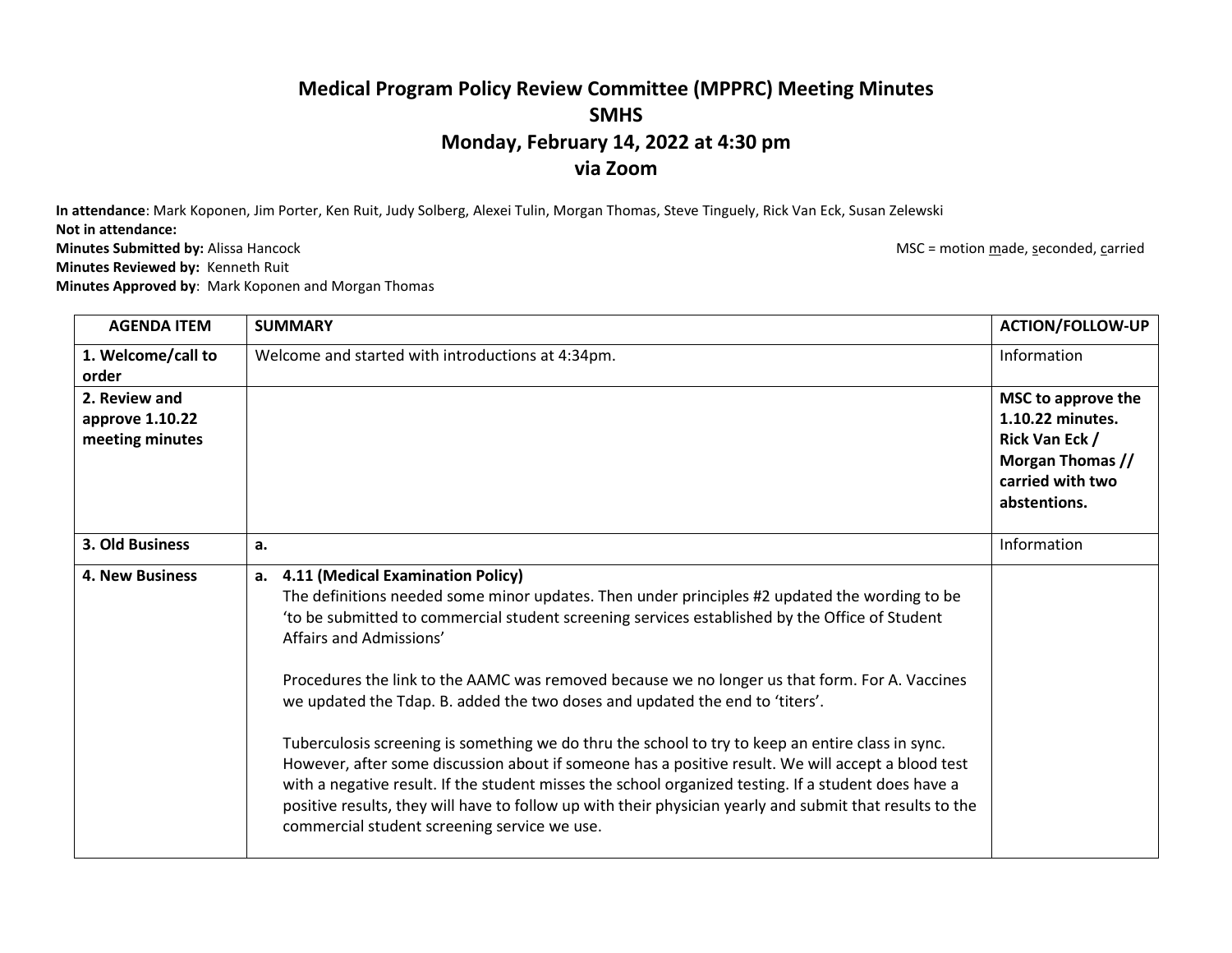# Medical Program Policy Review Committee (MPPRC) Meeting Minutes
## SMHS
## Monday, February 14, 2022 at 4:30 pm
## via Zoom

**In attendance**: Mark Koponen, Jim Porter, Ken Ruit, Judy Solberg, Alexei Tulin, Morgan Thomas, Steve Tinguely, Rick Van Eck, Susan Zelewski
**Not in attendance:**
**Minutes Submitted by:** Alissa Hancock
**Minutes Reviewed by:** Kenneth Ruit
**Minutes Approved by**: Mark Koponen and Morgan Thomas

MSC = motion made, seconded, carried

| AGENDA ITEM | SUMMARY | ACTION/FOLLOW-UP |
|---|---|---|
| **1. Welcome/call to order** | Welcome and started with introductions at 4:34pm. | Information |
| **2. Review and approve 1.10.22 meeting minutes** | | **MSC to approve the 1.10.22 minutes. Rick Van Eck / Morgan Thomas // carried with two abstentions.** |
| **3. Old Business** | **a.** | Information |
| **4. New Business** | **a. 4.11 (Medical Examination Policy)**<br>The definitions needed some minor updates. Then under principles #2 updated the wording to be 'to be submitted to commercial student screening services established by the Office of Student Affairs and Admissions'<br><br>Procedures the link to the AAMC was removed because we no longer us that form. For A. Vaccines we updated the Tdap. B. added the two doses and updated the end to 'titers'.<br><br>Tuberculosis screening is something we do thru the school to try to keep an entire class in sync. However, after some discussion about if someone has a positive result. We will accept a blood test with a negative result. If the student misses the school organized testing. If a student does have a positive results, they will have to follow up with their physician yearly and submit that results to the commercial student screening service we use. | |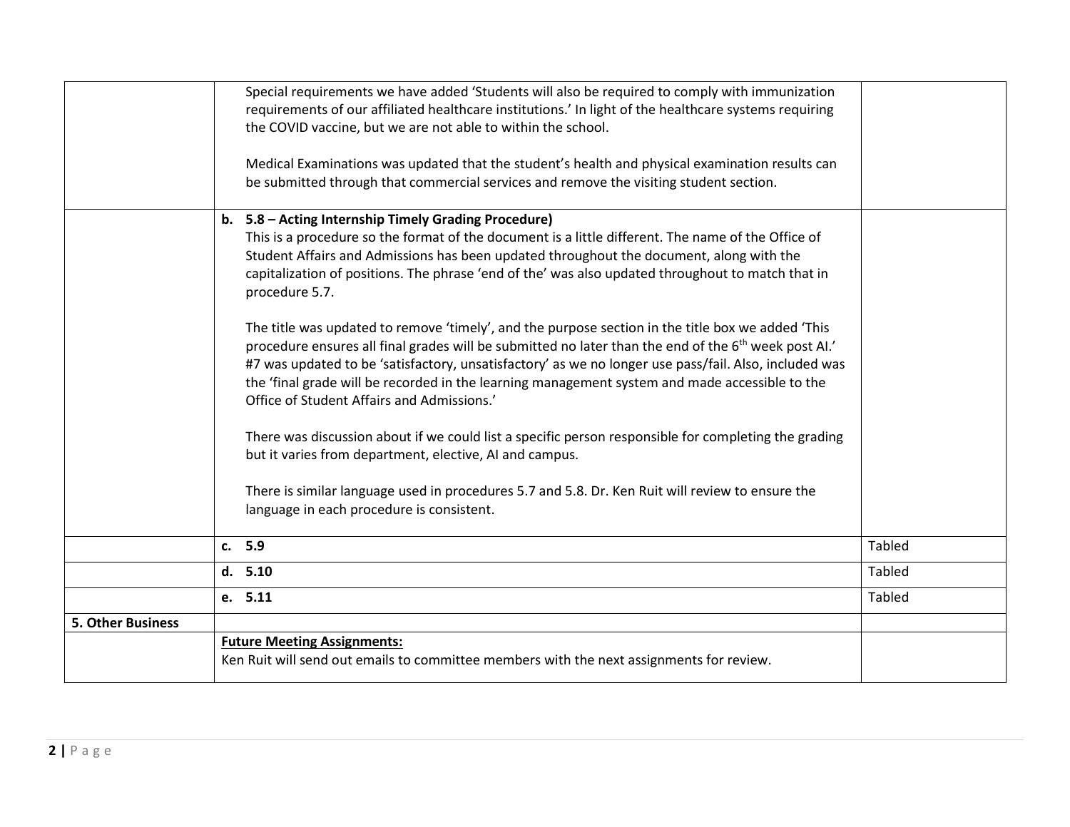| | | |
|---|---|---|
| | Special requirements we have added 'Students will also be required to comply with immunization requirements of our affiliated healthcare institutions.' In light of the healthcare systems requiring the COVID vaccine, but we are not able to within the school.<br><br>Medical Examinations was updated that the student's health and physical examination results can be submitted through that commercial services and remove the visiting student section. | |
| | **b. 5.8 – Acting Internship Timely Grading Procedure)**<br>This is a procedure so the format of the document is a little different. The name of the Office of Student Affairs and Admissions has been updated throughout the document, along with the capitalization of positions. The phrase 'end of the' was also updated throughout to match that in procedure 5.7.<br><br>The title was updated to remove 'timely', and the purpose section in the title box we added 'This procedure ensures all final grades will be submitted no later than the end of the 6th week post AI.' #7 was updated to be 'satisfactory, unsatisfactory' as we no longer use pass/fail. Also, included was the 'final grade will be recorded in the learning management system and made accessible to the Office of Student Affairs and Admissions.'<br><br>There was discussion about if we could list a specific person responsible for completing the grading but it varies from department, elective, AI and campus.<br><br>There is similar language used in procedures 5.7 and 5.8. Dr. Ken Ruit will review to ensure the language in each procedure is consistent. | |
| | **c. 5.9** | Tabled |
| | **d. 5.10** | Tabled |
| | **e. 5.11** | Tabled |
| **5. Other Business** | | |
| | **Future Meeting Assignments:**<br>Ken Ruit will send out emails to committee members with the next assignments for review. | |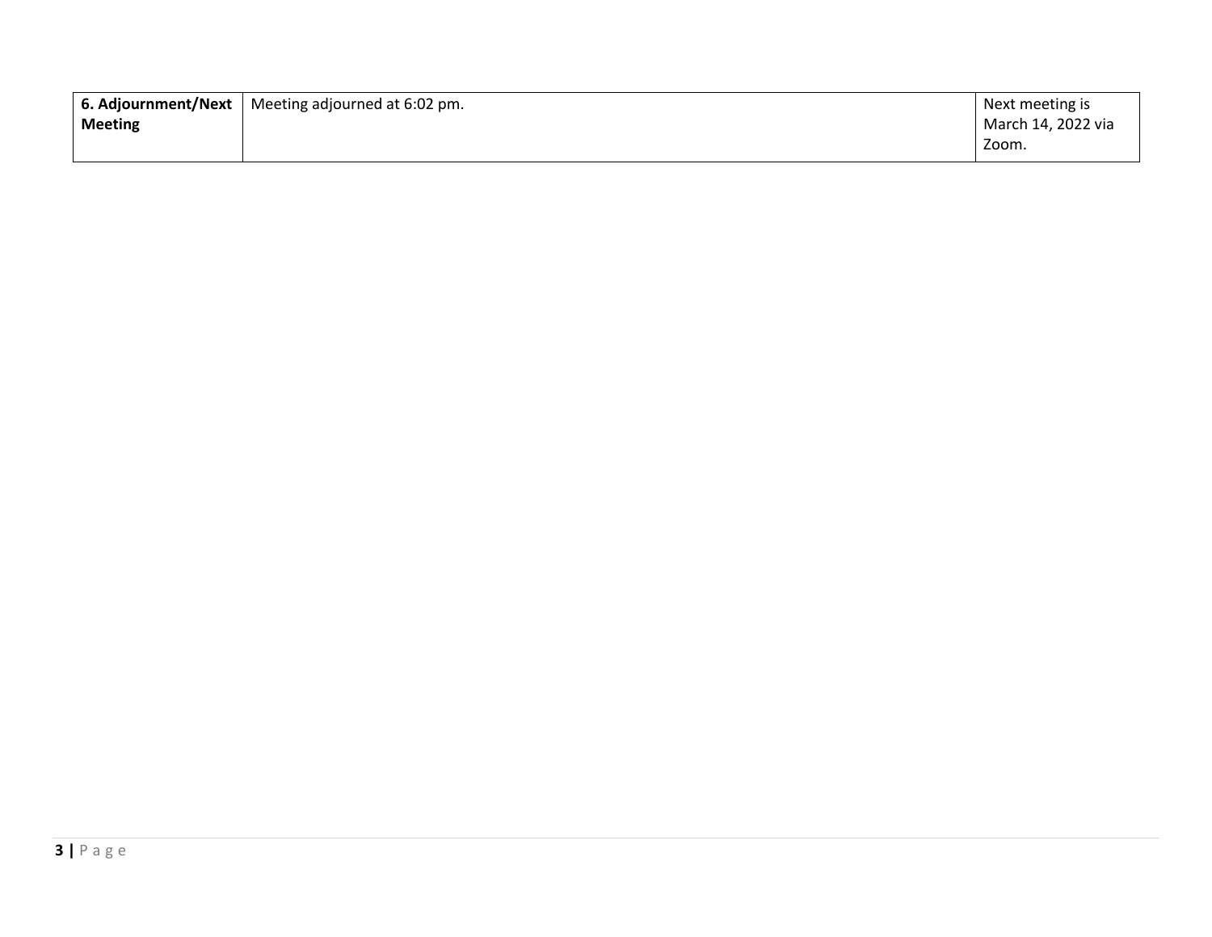| | | |
|---|---|---|
| **6. Adjournment/Next Meeting** | Meeting adjourned at 6:02 pm. | Next meeting is March 14, 2022 via Zoom. |